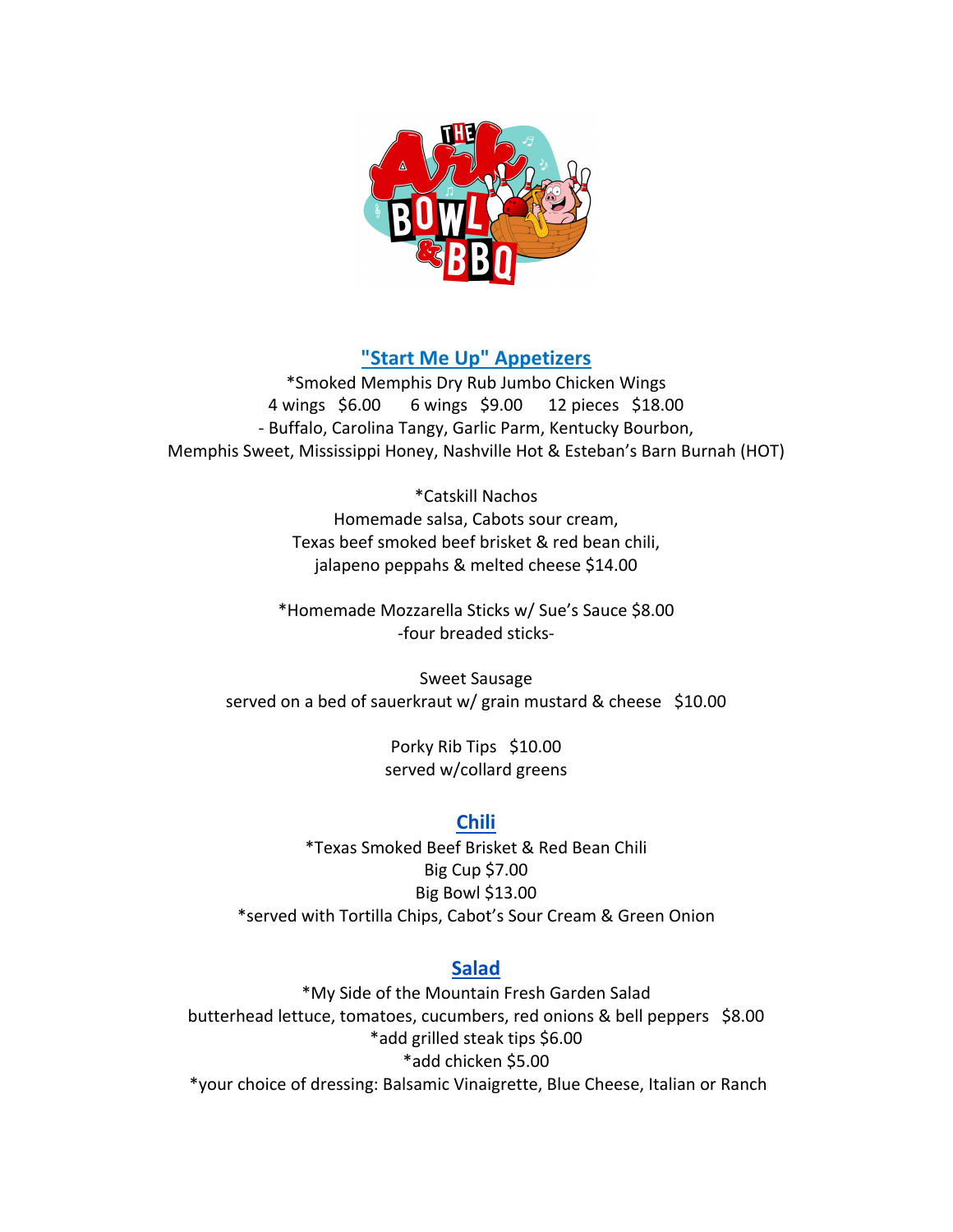## "Start Me Up" Appetizers

*Smoked Memphis Dry Rub Jumbo Chicken Wings
4 wings $6.00 6 wings $9.00 12 pieces $18.00
- Buffalo, Carolina Tangy, Garlic Parm, Kentucky Bourbon,
Memphis Sweet, Mississippi Honey, Nashville Hot & Esteban's Barn Burnah (HOT)

*Catskill Nachos
Homemade salsa, Cabots sour cream,
Texas beef smoked beef brisket & red bean chili,
jalapeno peppahs & melted cheese $14.00

*Homemade Mozzarella Sticks w/ Sue's Sauce $8.00
-four breaded sticks-

Sweet Sausage
served on a bed of sauerkraut w/ grain mustard & cheese $10.00

Porky Rib Tips $10.00
served w/collard greens

## Chili

*Texas Smoked Beef Brisket & Red Bean Chili
Big Cup $7.00
Big Bowl $13.00
*served with Tortilla Chips, Cabot's Sour Cream & Green Onion

## Salad

*My Side of the Mountain Fresh Garden Salad
butterhead lettuce, tomatoes, cucumbers, red onions & bell peppers $8.00
*add grilled steak tips $6.00
*add chicken $5.00
*your choice of dressing: Balsamic Vinaigrette, Blue Cheese, Italian or Ranch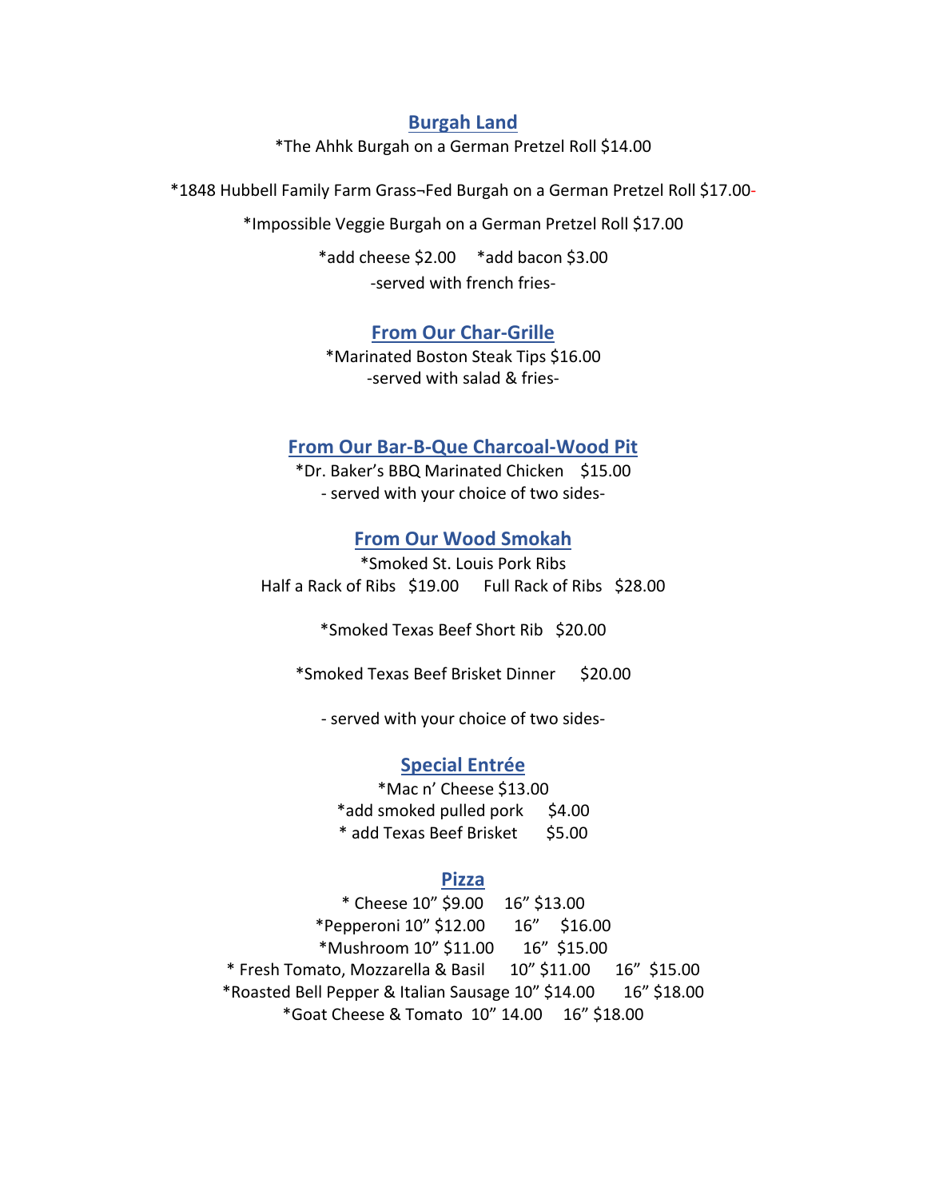## Burgah Land

*The Ahhk Burgah on a German Pretzel Roll $14.00

*1848 Hubbell Family Farm Grass¬Fed Burgah on a German Pretzel Roll $17.00-

*Impossible Veggie Burgah on a German Pretzel Roll $17.00

*add cheese $2.00 *add bacon $3.00

-served with french fries-

## From Our Char-Grille

*Marinated Boston Steak Tips $16.00

-served with salad & fries-

## From Our Bar-B-Que Charcoal-Wood Pit

*Dr. Baker's BBQ Marinated Chicken $15.00

- served with your choice of two sides-

## From Our Wood Smokah

*Smoked St. Louis Pork Ribs

Half a Rack of Ribs $19.00 Full Rack of Ribs $28.00

*Smoked Texas Beef Short Rib $20.00

*Smoked Texas Beef Brisket Dinner $20.00

- served with your choice of two sides-

## Special Entrée

*Mac n' Cheese $13.00

*add smoked pulled pork $4.00

* add Texas Beef Brisket $5.00

## Pizza

* Cheese 10" $9.00 16" $13.00

*Pepperoni 10" $12.00 16" $16.00

*Mushroom 10" $11.00 16" $15.00

* Fresh Tomato, Mozzarella & Basil 10" $11.00 16" $15.00

*Roasted Bell Pepper & Italian Sausage 10" $14.00 16" $18.00

*Goat Cheese & Tomato 10" 14.00 16" $18.00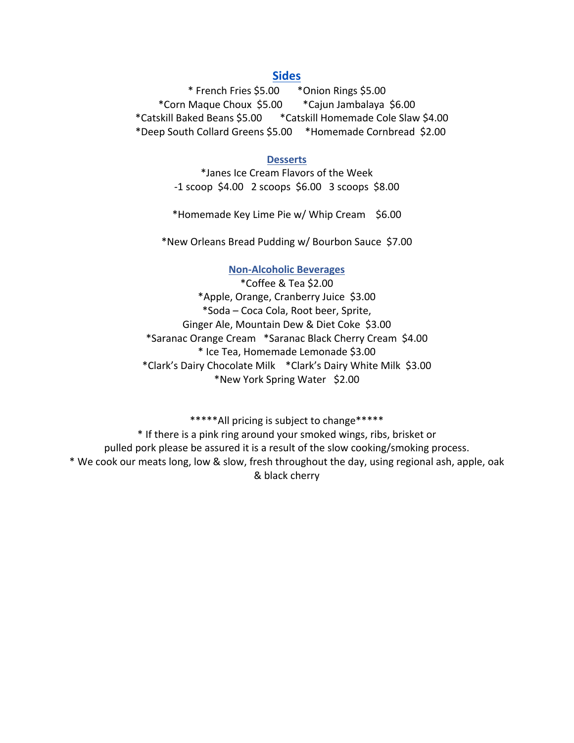## Sides

* French Fries $5.00 *Onion Rings $5.00
*Corn Maque Choux $5.00 *Cajun Jambalaya $6.00
*Catskill Baked Beans $5.00 *Catskill Homemade Cole Slaw $4.00
*Deep South Collard Greens $5.00 *Homemade Cornbread $2.00

## Desserts

*Janes Ice Cream Flavors of the Week
-1 scoop $4.00 2 scoops $6.00 3 scoops $8.00

*Homemade Key Lime Pie w/ Whip Cream $6.00

*New Orleans Bread Pudding w/ Bourbon Sauce $7.00

## Non-Alcoholic Beverages

*Coffee & Tea $2.00
*Apple, Orange, Cranberry Juice $3.00
*Soda – Coca Cola, Root beer, Sprite,
Ginger Ale, Mountain Dew & Diet Coke $3.00
*Saranac Orange Cream *Saranac Black Cherry Cream $4.00
* Ice Tea, Homemade Lemonade $3.00
*Clark's Dairy Chocolate Milk *Clark's Dairy White Milk $3.00
*New York Spring Water $2.00

*****All pricing is subject to change*****
* If there is a pink ring around your smoked wings, ribs, brisket or pulled pork please be assured it is a result of the slow cooking/smoking process.
* We cook our meats long, low & slow, fresh throughout the day, using regional ash, apple, oak & black cherry